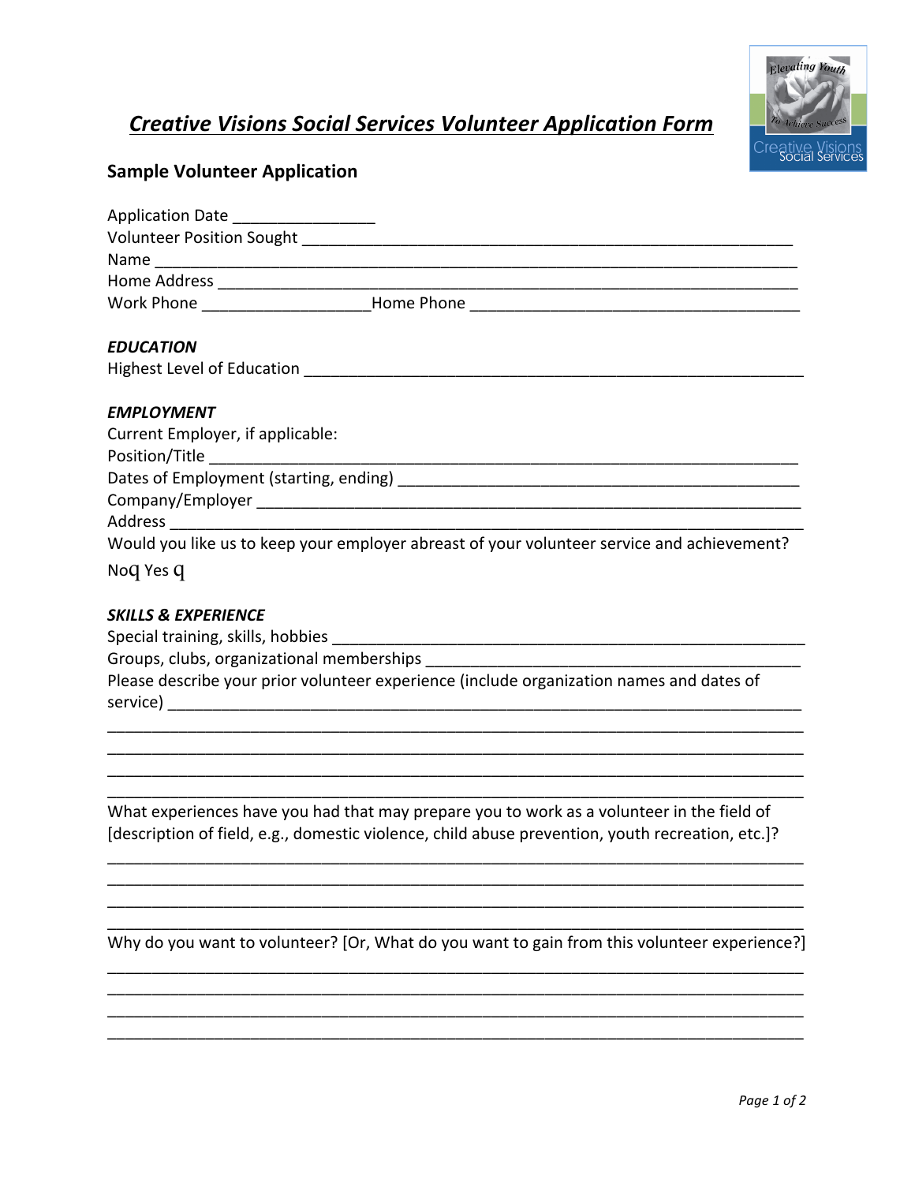# *Creative Visions Social Services Volunteer Application Form*

## Sample Volunteer Application

Application Date ________________
Volunteer Position Sought ________________________________________________________
Name ___________________________________________________________________
Home Address ______________________________________________________________
Work Phone ___________________Home Phone _____________________________________

### *EDUCATION*

Highest Level of Education _________________________________________________________

### *EMPLOYMENT*

Current Employer, if applicable:
Position/Title _______________________________________________________________
Dates of Employment (starting, ending) __________________________________________
Company/Employer __________________________________________________________
Address ____________________________________________________________________
Would you like us to keep your employer abreast of your volunteer service and achievement?
No q Yes q

### *SKILLS & EXPERIENCE*

Special training, skills, hobbies ______________________________________________________
Groups, clubs, organizational memberships ______________________________________________
Please describe your prior volunteer experience (include organization names and dates of service) ______________________________________________________________________
________________________________________________________________________________
________________________________________________________________________________
________________________________________________________________________________
________________________________________________________________________________

What experiences have you had that may prepare you to work as a volunteer in the field of [description of field, e.g., domestic violence, child abuse prevention, youth recreation, etc.]?
________________________________________________________________________________
________________________________________________________________________________
________________________________________________________________________________
________________________________________________________________________________

Why do you want to volunteer? [Or, What do you want to gain from this volunteer experience?]
________________________________________________________________________________
________________________________________________________________________________
________________________________________________________________________________
________________________________________________________________________________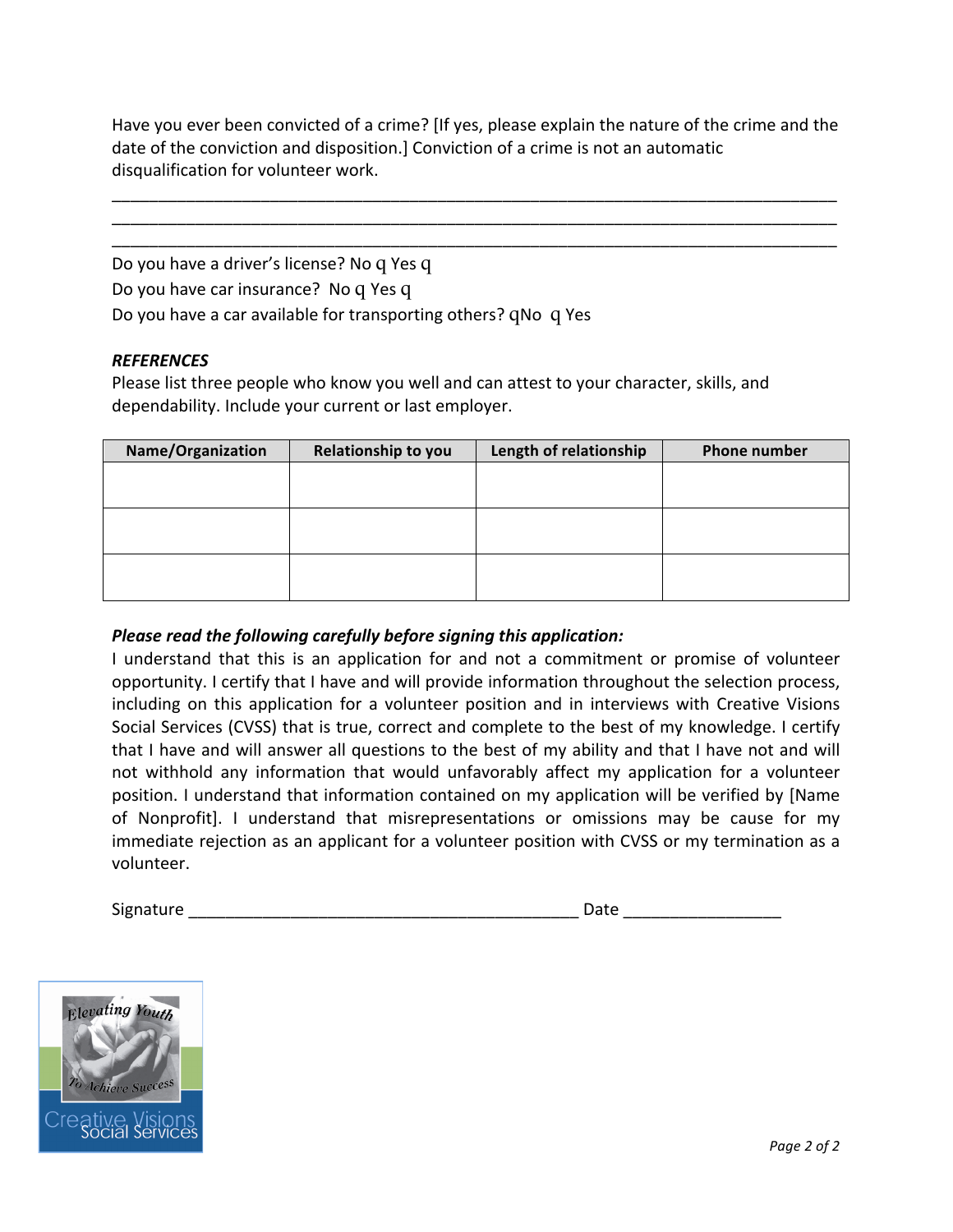Have you ever been convicted of a crime? [If yes, please explain the nature of the crime and the date of the conviction and disposition.] Conviction of a crime is not an automatic disqualification for volunteer work.

_______________________________________________________________________________
_______________________________________________________________________________
_______________________________________________________________________________

Do you have a driver's license? No q Yes q

Do you have car insurance? No q Yes q

Do you have a car available for transporting others? qNo q Yes

***REFERENCES***

Please list three people who know you well and can attest to your character, skills, and dependability. Include your current or last employer.

| Name/Organization | Relationship to you | Length of relationship | Phone number |
|---|---|---|---|
| | | | |
| | | | |
| | | | |

***Please read the following carefully before signing this application:***

I understand that this is an application for and not a commitment or promise of volunteer opportunity. I certify that I have and will provide information throughout the selection process, including on this application for a volunteer position and in interviews with Creative Visions Social Services (CVSS) that is true, correct and complete to the best of my knowledge. I certify that I have and will answer all questions to the best of my ability and that I have not and will not withhold any information that would unfavorably affect my application for a volunteer position. I understand that information contained on my application will be verified by [Name of Nonprofit]. I understand that misrepresentations or omissions may be cause for my immediate rejection as an applicant for a volunteer position with CVSS or my termination as a volunteer.

Signature ___________________________________________ Date _________________

Elevating Youth To Achieve Success

Creative Visions Social Services